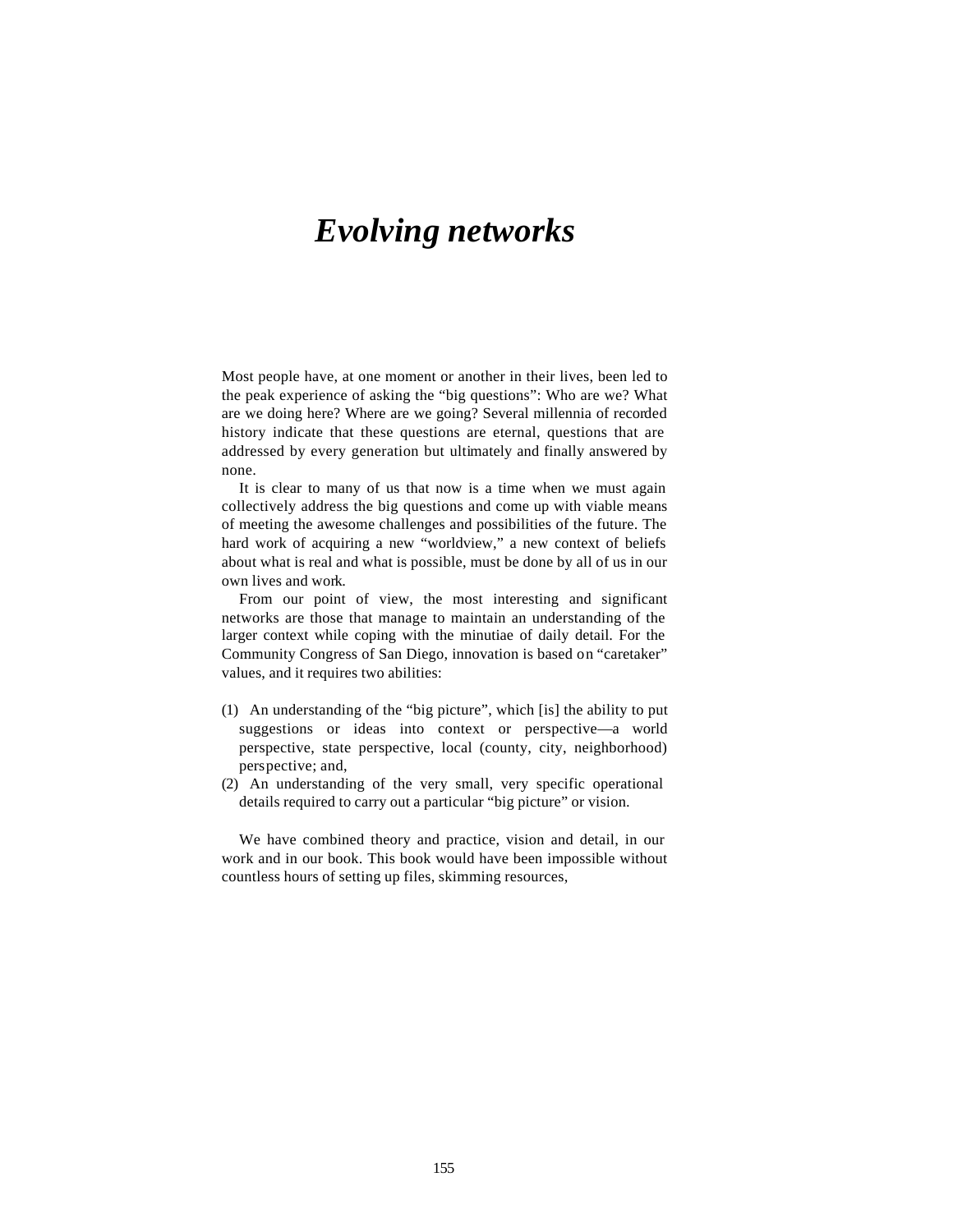# *Evolving networks*

Most people have, at one moment or another in their lives, been led to the peak experience of asking the "big questions": Who are we? What are we doing here? Where are we going? Several millennia of recorded history indicate that these questions are eternal, questions that are addressed by every generation but ultimately and finally answered by none.

It is clear to many of us that now is a time when we must again collectively address the big questions and come up with viable means of meeting the awesome challenges and possibilities of the future. The hard work of acquiring a new "worldview," a new context of beliefs about what is real and what is possible, must be done by all of us in our own lives and work.

From our point of view, the most interesting and significant networks are those that manage to maintain an understanding of the larger context while coping with the minutiae of daily detail. For the Community Congress of San Diego, innovation is based on "caretaker" values, and it requires two abilities:

(1) An understanding of the "big picture", which [is] the ability to put suggestions or ideas into context or perspective—a world perspective, state perspective, local (county, city, neighborhood) perspective; and,
(2) An understanding of the very small, very specific operational details required to carry out a particular "big picture" or vision.

We have combined theory and practice, vision and detail, in our work and in our book. This book would have been impossible without countless hours of setting up files, skimming resources,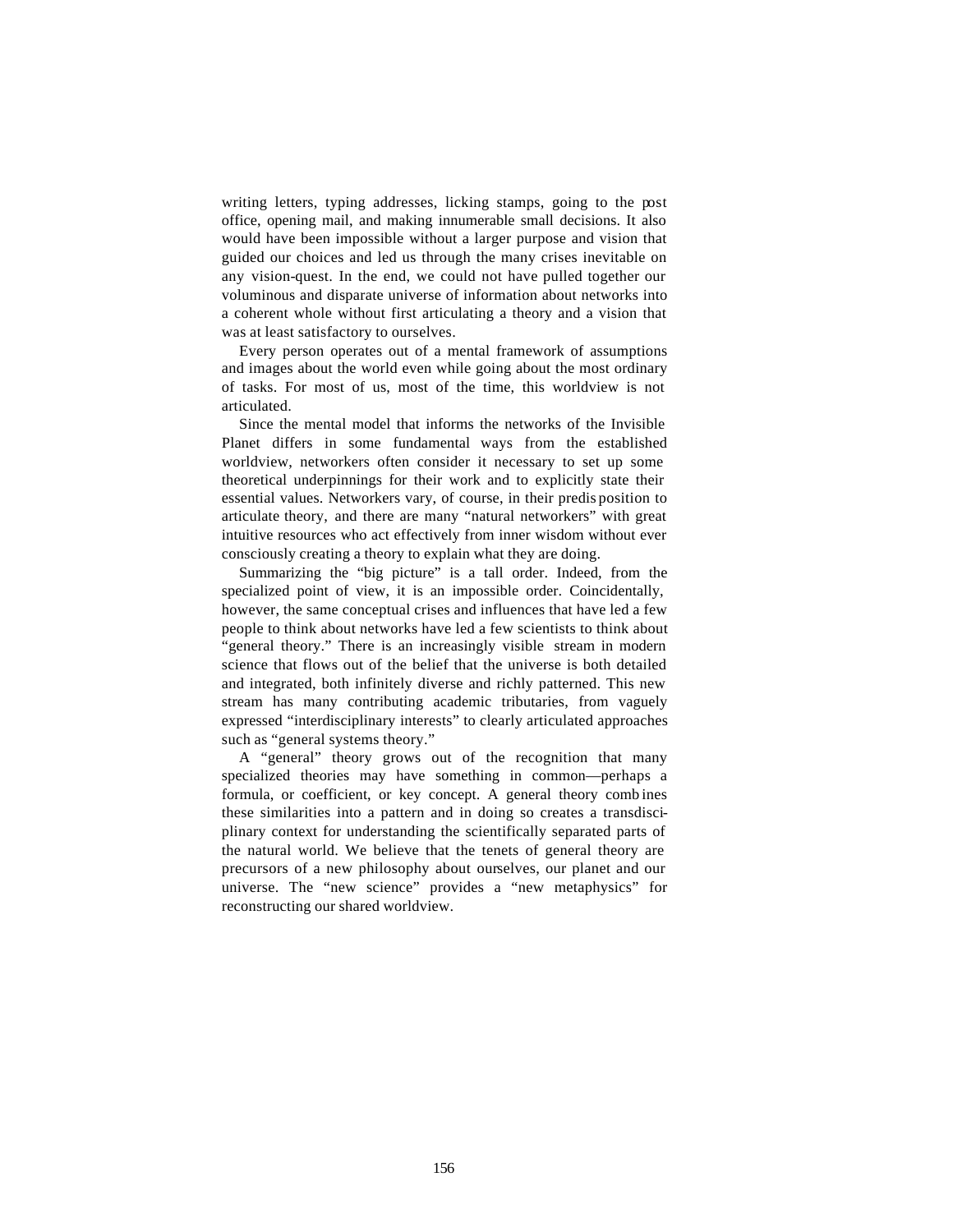writing letters, typing addresses, licking stamps, going to the post office, opening mail, and making innumerable small decisions. It also would have been impossible without a larger purpose and vision that guided our choices and led us through the many crises inevitable on any vision-quest. In the end, we could not have pulled together our voluminous and disparate universe of information about networks into a coherent whole without first articulating a theory and a vision that was at least satisfactory to ourselves.

Every person operates out of a mental framework of assumptions and images about the world even while going about the most ordinary of tasks. For most of us, most of the time, this worldview is not articulated.

Since the mental model that informs the networks of the Invisible Planet differs in some fundamental ways from the established worldview, networkers often consider it necessary to set up some theoretical underpinnings for their work and to explicitly state their essential values. Networkers vary, of course, in their predisposition to articulate theory, and there are many "natural networkers" with great intuitive resources who act effectively from inner wisdom without ever consciously creating a theory to explain what they are doing.

Summarizing the "big picture" is a tall order. Indeed, from the specialized point of view, it is an impossible order. Coincidentally, however, the same conceptual crises and influences that have led a few people to think about networks have led a few scientists to think about "general theory." There is an increasingly visible stream in modern science that flows out of the belief that the universe is both detailed and integrated, both infinitely diverse and richly patterned. This new stream has many contributing academic tributaries, from vaguely expressed "interdisciplinary interests" to clearly articulated approaches such as "general systems theory."

A "general" theory grows out of the recognition that many specialized theories may have something in common—perhaps a formula, or coefficient, or key concept. A general theory combines these similarities into a pattern and in doing so creates a transdisciplinary context for understanding the scientifically separated parts of the natural world. We believe that the tenets of general theory are precursors of a new philosophy about ourselves, our planet and our universe. The "new science" provides a "new metaphysics" for reconstructing our shared worldview.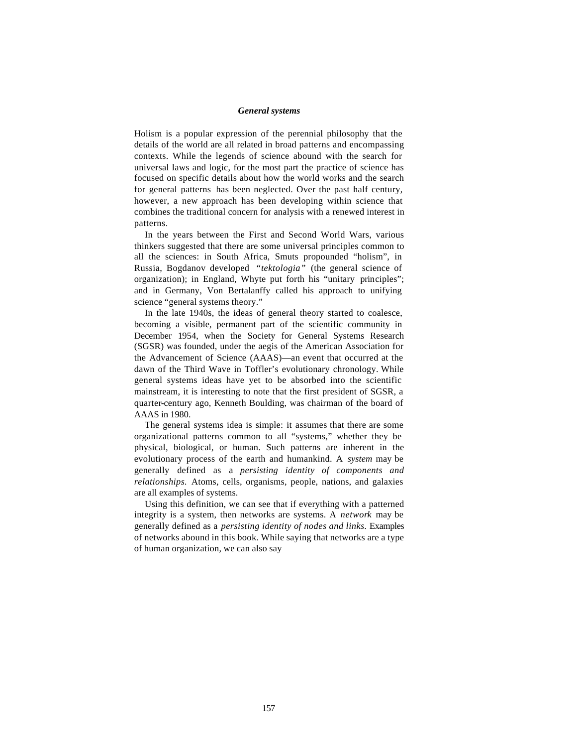## *General systems*

Holism is a popular expression of the perennial philosophy that the details of the world are all related in broad patterns and encompassing contexts. While the legends of science abound with the search for universal laws and logic, for the most part the practice of science has focused on specific details about how the world works and the search for general patterns has been neglected. Over the past half century, however, a new approach has been developing within science that combines the traditional concern for analysis with a renewed interest in patterns.

In the years between the First and Second World Wars, various thinkers suggested that there are some universal principles common to all the sciences: in South Africa, Smuts propounded "holism", in Russia, Bogdanov developed *"tektologia"* (the general science of organization); in England, Whyte put forth his "unitary principles"; and in Germany, Von Bertalanffy called his approach to unifying science "general systems theory."

In the late 1940s, the ideas of general theory started to coalesce, becoming a visible, permanent part of the scientific community in December 1954, when the Society for General Systems Research (SGSR) was founded, under the aegis of the American Association for the Advancement of Science (AAAS)—an event that occurred at the dawn of the Third Wave in Toffler's evolutionary chronology. While general systems ideas have yet to be absorbed into the scientific mainstream, it is interesting to note that the first president of SGSR, a quarter-century ago, Kenneth Boulding, was chairman of the board of AAAS in 1980.

The general systems idea is simple: it assumes that there are some organizational patterns common to all "systems," whether they be physical, biological, or human. Such patterns are inherent in the evolutionary process of the earth and humankind. A *system* may be generally defined as a *persisting identity of components and relationships.* Atoms, cells, organisms, people, nations, and galaxies are all examples of systems.

Using this definition, we can see that if everything with a patterned integrity is a system, then networks are systems. A *network* may be generally defined as a *persisting identity of nodes and links*. Examples of networks abound in this book. While saying that networks are a type of human organization, we can also say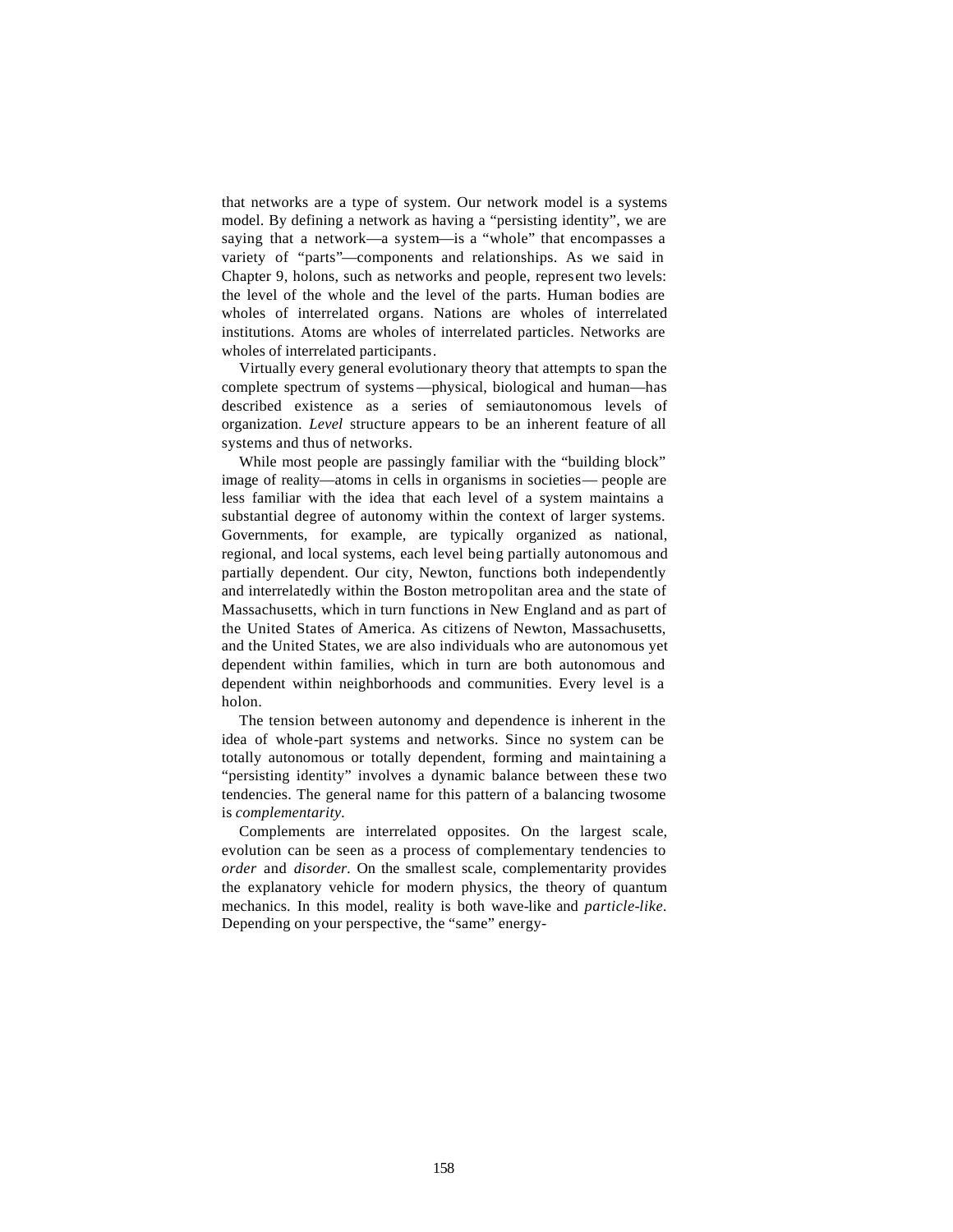that networks are a type of system. Our network model is a systems model. By defining a network as having a "persisting identity", we are saying that a network—a system—is a "whole" that encompasses a variety of "parts"—components and relationships. As we said in Chapter 9, holons, such as networks and people, represent two levels: the level of the whole and the level of the parts. Human bodies are wholes of interrelated organs. Nations are wholes of interrelated institutions. Atoms are wholes of interrelated particles. Networks are wholes of interrelated participants.

Virtually every general evolutionary theory that attempts to span the complete spectrum of systems—physical, biological and human—has described existence as a series of semiautonomous levels of organization. *Level* structure appears to be an inherent feature of all systems and thus of networks.

While most people are passingly familiar with the "building block" image of reality—atoms in cells in organisms in societies— people are less familiar with the idea that each level of a system maintains a substantial degree of autonomy within the context of larger systems. Governments, for example, are typically organized as national, regional, and local systems, each level being partially autonomous and partially dependent. Our city, Newton, functions both independently and interrelatedly within the Boston metropolitan area and the state of Massachusetts, which in turn functions in New England and as part of the United States of America. As citizens of Newton, Massachusetts, and the United States, we are also individuals who are autonomous yet dependent within families, which in turn are both autonomous and dependent within neighborhoods and communities. Every level is a holon.

The tension between autonomy and dependence is inherent in the idea of whole-part systems and networks. Since no system can be totally autonomous or totally dependent, forming and maintaining a "persisting identity" involves a dynamic balance between these two tendencies. The general name for this pattern of a balancing twosome is *complementarity.*

Complements are interrelated opposites. On the largest scale, evolution can be seen as a process of complementary tendencies to *order* and *disorder.* On the smallest scale, complementarity provides the explanatory vehicle for modern physics, the theory of quantum mechanics. In this model, reality is both wave-like and *particle-like.* Depending on your perspective, the "same" energy-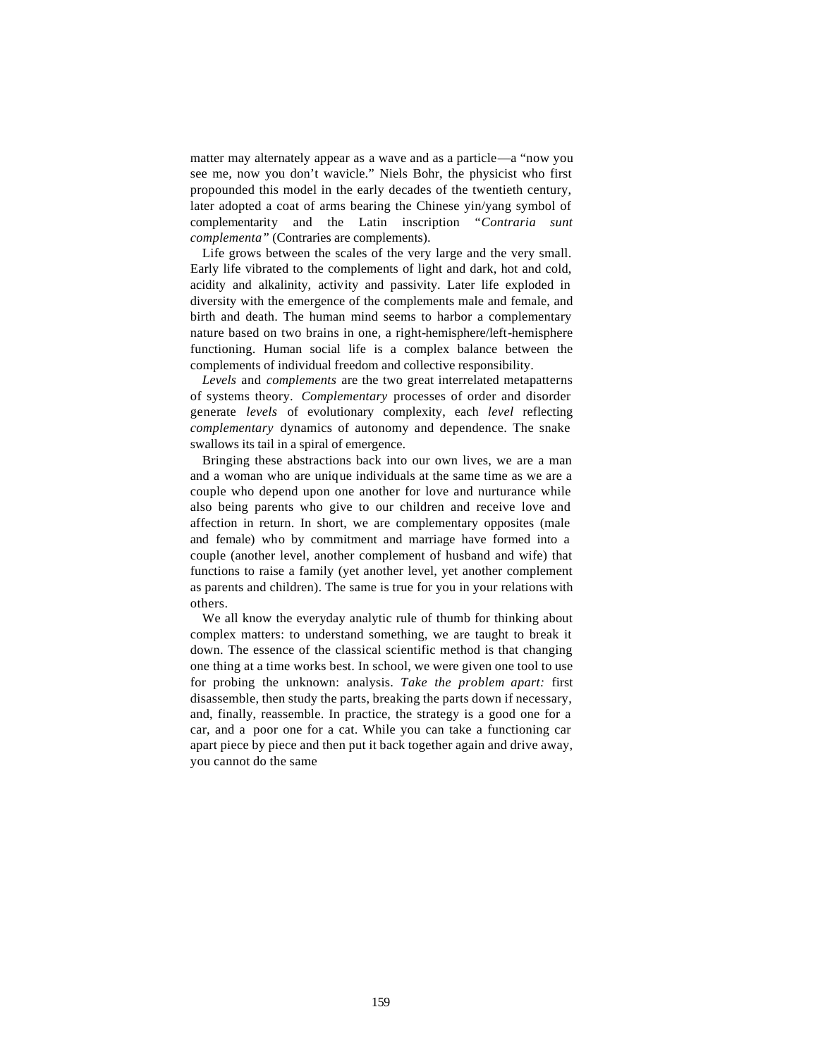matter may alternately appear as a wave and as a particle—a "now you see me, now you don't wavicle." Niels Bohr, the physicist who first propounded this model in the early decades of the twentieth century, later adopted a coat of arms bearing the Chinese yin/yang symbol of complementarity and the Latin inscription *"Contraria sunt complementa"* (Contraries are complements).

Life grows between the scales of the very large and the very small. Early life vibrated to the complements of light and dark, hot and cold, acidity and alkalinity, activity and passivity. Later life exploded in diversity with the emergence of the complements male and female, and birth and death. The human mind seems to harbor a complementary nature based on two brains in one, a right-hemisphere/left-hemisphere functioning. Human social life is a complex balance between the complements of individual freedom and collective responsibility.

*Levels* and *complements* are the two great interrelated metapatterns of systems theory. *Complementary* processes of order and disorder generate *levels* of evolutionary complexity, each *level* reflecting *complementary* dynamics of autonomy and dependence. The snake swallows its tail in a spiral of emergence.

Bringing these abstractions back into our own lives, we are a man and a woman who are unique individuals at the same time as we are a couple who depend upon one another for love and nurturance while also being parents who give to our children and receive love and affection in return. In short, we are complementary opposites (male and female) who by commitment and marriage have formed into a couple (another level, another complement of husband and wife) that functions to raise a family (yet another level, yet another complement as parents and children). The same is true for you in your relations with others.

We all know the everyday analytic rule of thumb for thinking about complex matters: to understand something, we are taught to break it down. The essence of the classical scientific method is that changing one thing at a time works best. In school, we were given one tool to use for probing the unknown: analysis. *Take the problem apart:* first disassemble, then study the parts, breaking the parts down if necessary, and, finally, reassemble. In practice, the strategy is a good one for a car, and a poor one for a cat. While you can take a functioning car apart piece by piece and then put it back together again and drive away, you cannot do the same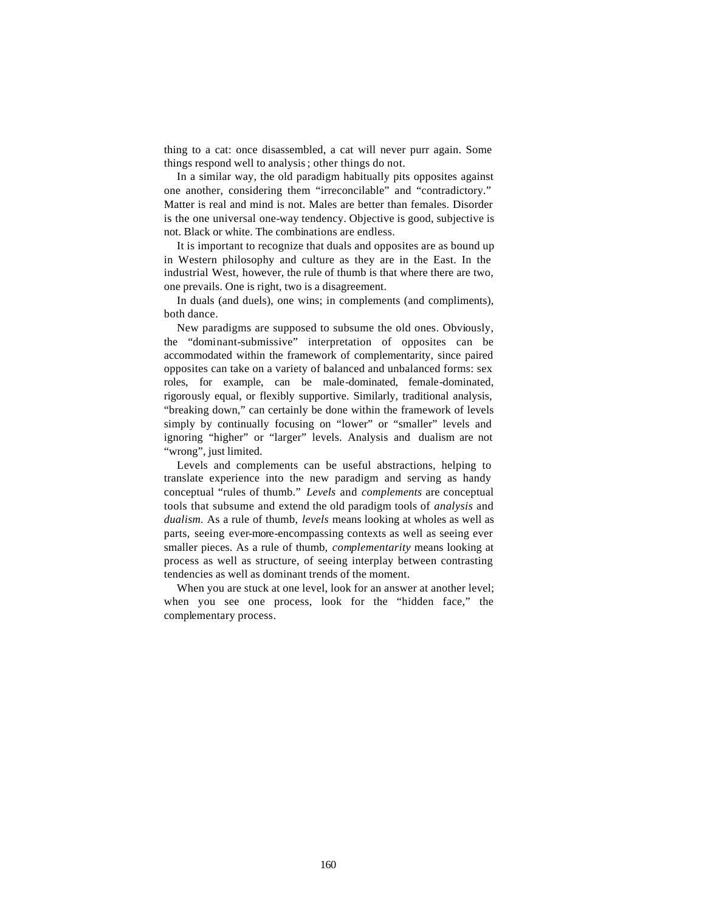thing to a cat: once disassembled, a cat will never purr again. Some things respond well to analysis; other things do not.

In a similar way, the old paradigm habitually pits opposites against one another, considering them "irreconcilable" and "contradictory." Matter is real and mind is not. Males are better than females. Disorder is the one universal one-way tendency. Objective is good, subjective is not. Black or white. The combinations are endless.

It is important to recognize that duals and opposites are as bound up in Western philosophy and culture as they are in the East. In the industrial West, however, the rule of thumb is that where there are two, one prevails. One is right, two is a disagreement.

In duals (and duels), one wins; in complements (and compliments), both dance.

New paradigms are supposed to subsume the old ones. Obviously, the "dominant-submissive" interpretation of opposites can be accommodated within the framework of complementarity, since paired opposites can take on a variety of balanced and unbalanced forms: sex roles, for example, can be male-dominated, female-dominated, rigorously equal, or flexibly supportive. Similarly, traditional analysis, "breaking down," can certainly be done within the framework of levels simply by continually focusing on "lower" or "smaller" levels and ignoring "higher" or "larger" levels. Analysis and dualism are not "wrong", just limited.

Levels and complements can be useful abstractions, helping to translate experience into the new paradigm and serving as handy conceptual "rules of thumb." *Levels* and *complements* are conceptual tools that subsume and extend the old paradigm tools of *analysis* and *dualism.* As a rule of thumb, *levels* means looking at wholes as well as parts, seeing ever-more-encompassing contexts as well as seeing ever smaller pieces. As a rule of thumb, *complementarity* means looking at process as well as structure, of seeing interplay between contrasting tendencies as well as dominant trends of the moment.

When you are stuck at one level, look for an answer at another level; when you see one process, look for the "hidden face," the complementary process.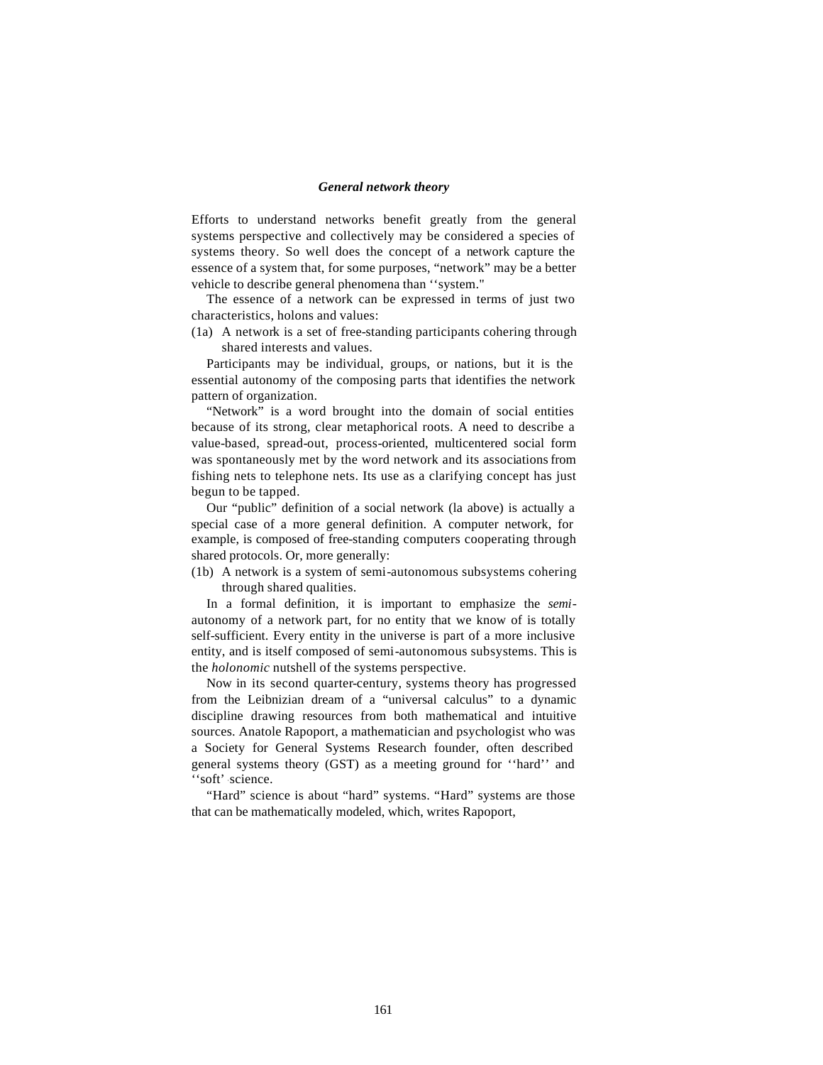### *General network theory*

Efforts to understand networks benefit greatly from the general systems perspective and collectively may be considered a species of systems theory. So well does the concept of a network capture the essence of a system that, for some purposes, "network" may be a better vehicle to describe general phenomena than ''system."

The essence of a network can be expressed in terms of just two characteristics, holons and values:

(1a) A network is a set of free-standing participants cohering through shared interests and values.

Participants may be individual, groups, or nations, but it is the essential autonomy of the composing parts that identifies the network pattern of organization.

"Network" is a word brought into the domain of social entities because of its strong, clear metaphorical roots. A need to describe a value-based, spread-out, process-oriented, multicentered social form was spontaneously met by the word network and its associations from fishing nets to telephone nets. Its use as a clarifying concept has just begun to be tapped.

Our "public" definition of a social network (la above) is actually a special case of a more general definition. A computer network, for example, is composed of free-standing computers cooperating through shared protocols. Or, more generally:

(1b) A network is a system of semi-autonomous subsystems cohering through shared qualities.

In a formal definition, it is important to emphasize the *semi*-autonomy of a network part, for no entity that we know of is totally self-sufficient. Every entity in the universe is part of a more inclusive entity, and is itself composed of semi-autonomous subsystems. This is the *holonomic* nutshell of the systems perspective.

Now in its second quarter-century, systems theory has progressed from the Leibnizian dream of a "universal calculus" to a dynamic discipline drawing resources from both mathematical and intuitive sources. Anatole Rapoport, a mathematician and psychologist who was a Society for General Systems Research founder, often described general systems theory (GST) as a meeting ground for ''hard'' and ''soft' science.

"Hard" science is about "hard" systems. "Hard" systems are those that can be mathematically modeled, which, writes Rapoport,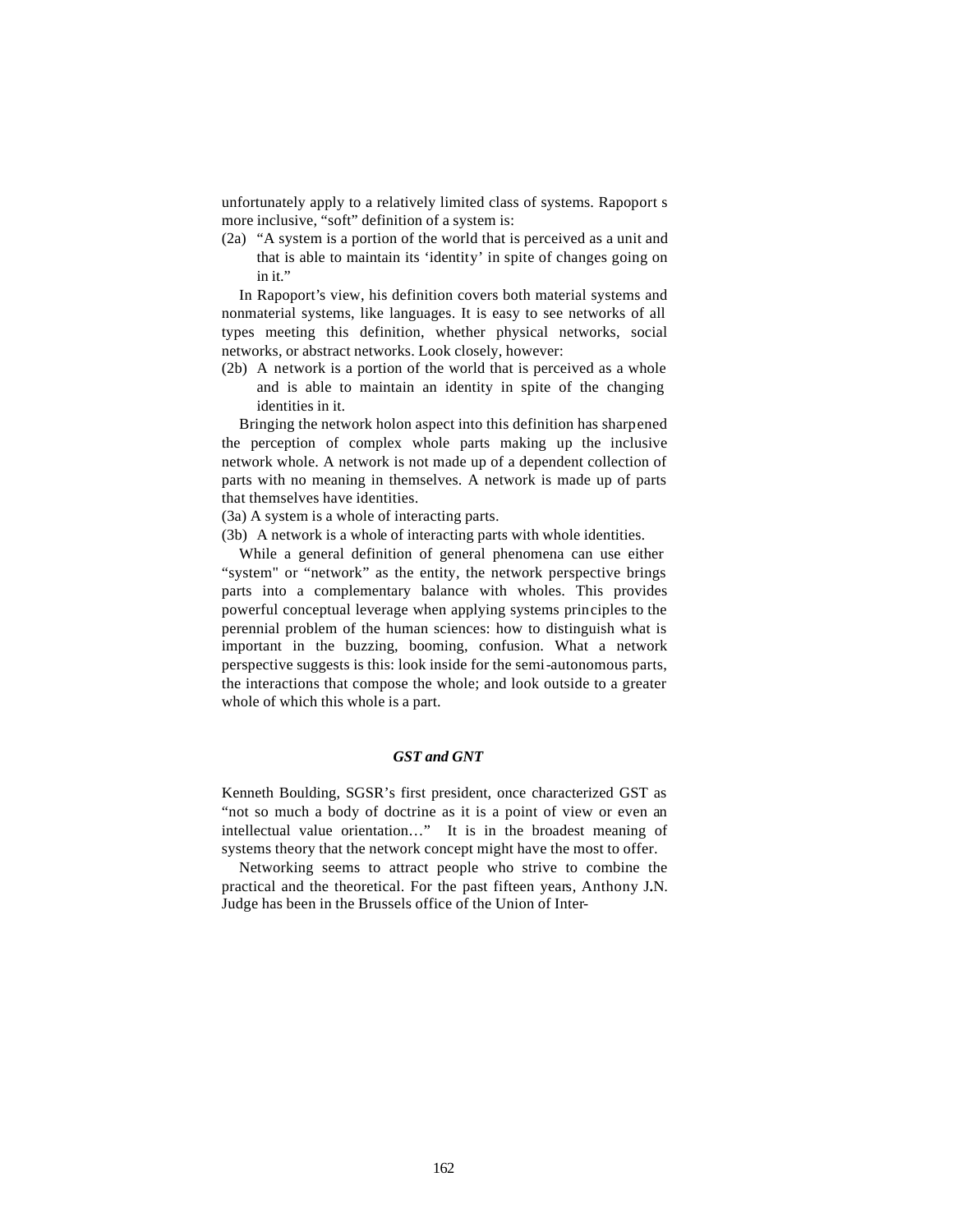unfortunately apply to a relatively limited class of systems. Rapoport s more inclusive, "soft" definition of a system is:

(2a) "A system is a portion of the world that is perceived as a unit and that is able to maintain its 'identity' in spite of changes going on in it."

In Rapoport's view, his definition covers both material systems and nonmaterial systems, like languages. It is easy to see networks of all types meeting this definition, whether physical networks, social networks, or abstract networks. Look closely, however:

(2b) A network is a portion of the world that is perceived as a whole and is able to maintain an identity in spite of the changing identities in it.

Bringing the network holon aspect into this definition has sharpened the perception of complex whole parts making up the inclusive network whole. A network is not made up of a dependent collection of parts with no meaning in themselves. A network is made up of parts that themselves have identities.

(3a) A system is a whole of interacting parts.

(3b) A network is a whole of interacting parts with whole identities.

While a general definition of general phenomena can use either "system" or "network" as the entity, the network perspective brings parts into a complementary balance with wholes. This provides powerful conceptual leverage when applying systems principles to the perennial problem of the human sciences: how to distinguish what is important in the buzzing, booming, confusion. What a network perspective suggests is this: look inside for the semi-autonomous parts, the interactions that compose the whole; and look outside to a greater whole of which this whole is a part.

### *GST and GNT*

Kenneth Boulding, SGSR's first president, once characterized GST as "not so much a body of doctrine as it is a point of view or even an intellectual value orientation…" It is in the broadest meaning of systems theory that the network concept might have the most to offer.

Networking seems to attract people who strive to combine the practical and the theoretical. For the past fifteen years, Anthony J.N. Judge has been in the Brussels office of the Union of Inter-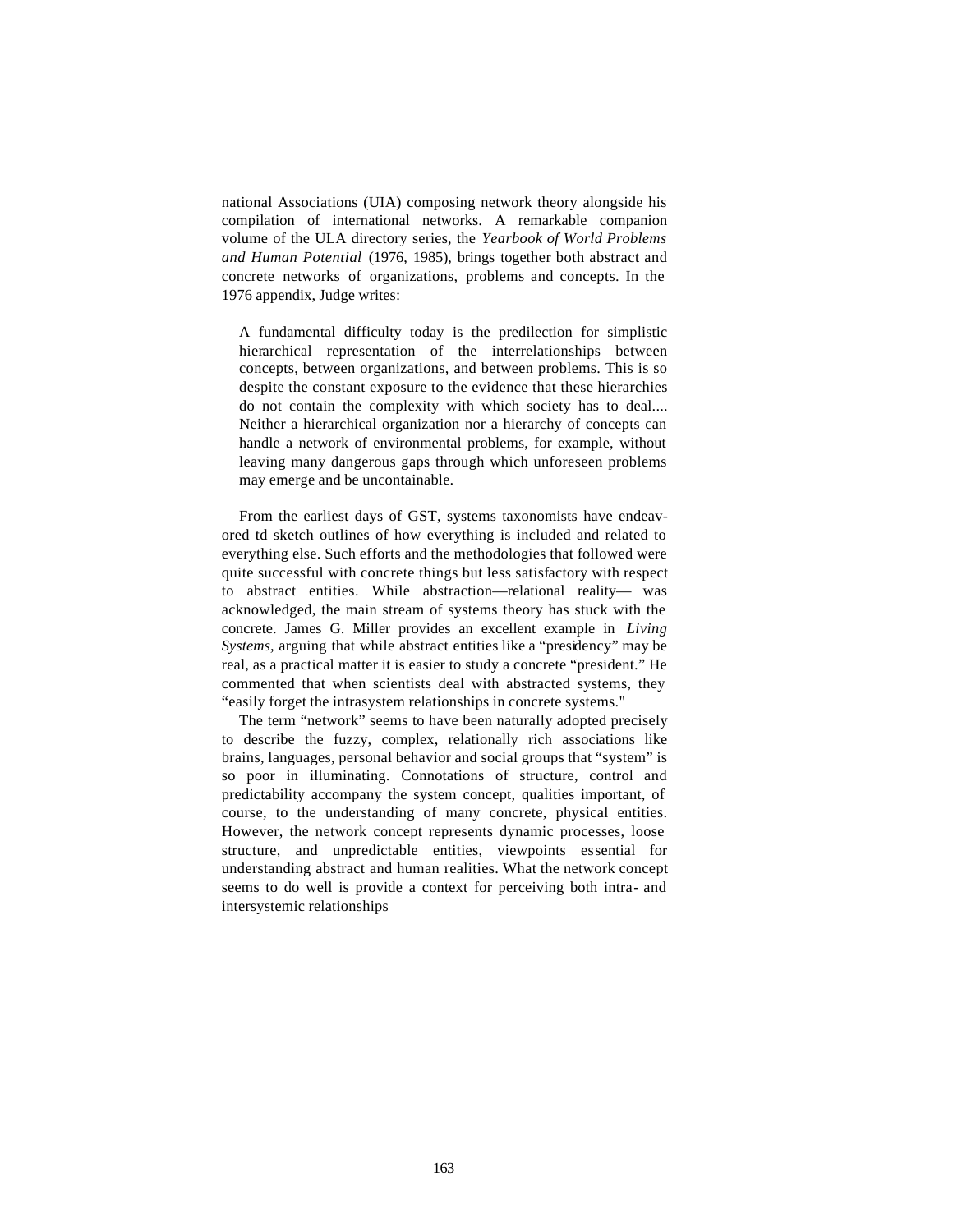national Associations (UIA) composing network theory alongside his compilation of international networks. A remarkable companion volume of the ULA directory series, the *Yearbook of World Problems and Human Potential* (1976, 1985), brings together both abstract and concrete networks of organizations, problems and concepts. In the 1976 appendix, Judge writes:

> A fundamental difficulty today is the predilection for simplistic hierarchical representation of the interrelationships between concepts, between organizations, and between problems. This is so despite the constant exposure to the evidence that these hierarchies do not contain the complexity with which society has to deal.... Neither a hierarchical organization nor a hierarchy of concepts can handle a network of environmental problems, for example, without leaving many dangerous gaps through which unforeseen problems may emerge and be uncontainable.

From the earliest days of GST, systems taxonomists have endeavored td sketch outlines of how everything is included and related to everything else. Such efforts and the methodologies that followed were quite successful with concrete things but less satisfactory with respect to abstract entities. While abstraction—relational reality— was acknowledged, the main stream of systems theory has stuck with the concrete. James G. Miller provides an excellent example in *Living Systems*, arguing that while abstract entities like a "presidency" may be real, as a practical matter it is easier to study a concrete "president." He commented that when scientists deal with abstracted systems, they "easily forget the intrasystem relationships in concrete systems."

The term "network" seems to have been naturally adopted precisely to describe the fuzzy, complex, relationally rich associations like brains, languages, personal behavior and social groups that "system" is so poor in illuminating. Connotations of structure, control and predictability accompany the system concept, qualities important, of course, to the understanding of many concrete, physical entities. However, the network concept represents dynamic processes, loose structure, and unpredictable entities, viewpoints essential for understanding abstract and human realities. What the network concept seems to do well is provide a context for perceiving both intra- and intersystemic relationships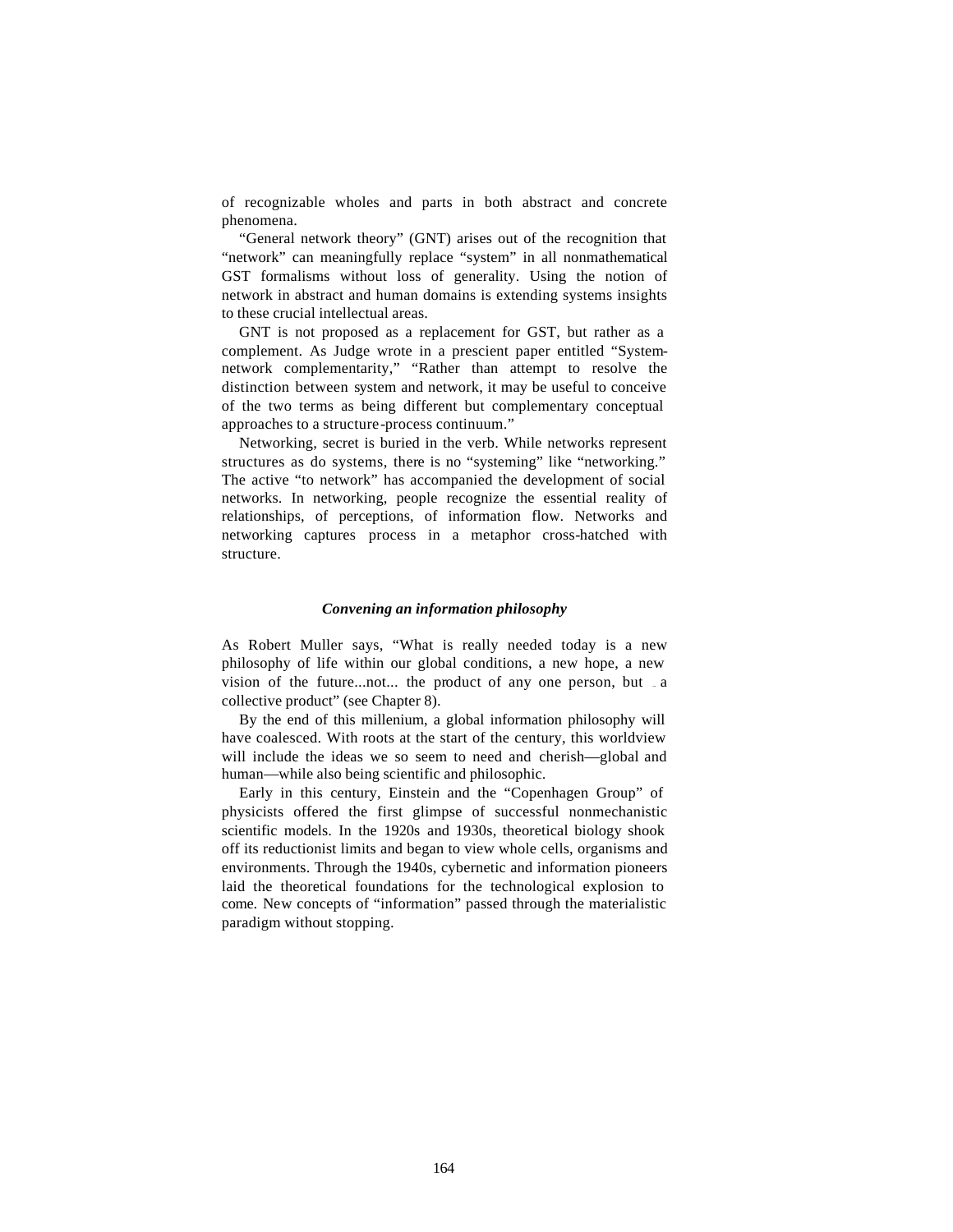of recognizable wholes and parts in both abstract and concrete phenomena.

"General network theory" (GNT) arises out of the recognition that "network" can meaningfully replace "system" in all nonmathematical GST formalisms without loss of generality. Using the notion of network in abstract and human domains is extending systems insights to these crucial intellectual areas.

GNT is not proposed as a replacement for GST, but rather as a complement. As Judge wrote in a prescient paper entitled "System-network complementarity," "Rather than attempt to resolve the distinction between system and network, it may be useful to conceive of the two terms as being different but complementary conceptual approaches to a structure-process continuum."

Networking, secret is buried in the verb. While networks represent structures as do systems, there is no "systeming" like "networking." The active "to network" has accompanied the development of social networks. In networking, people recognize the essential reality of relationships, of perceptions, of information flow. Networks and networking captures process in a metaphor cross-hatched with structure.

### *Convening an information philosophy*

As Robert Muller says, "What is really needed today is a new philosophy of life within our global conditions, a new hope, a new vision of the future...not... the product of any one person, but a collective product" (see Chapter 8).

By the end of this millenium, a global information philosophy will have coalesced. With roots at the start of the century, this worldview will include the ideas we so seem to need and cherish—global and human—while also being scientific and philosophic.

Early in this century, Einstein and the "Copenhagen Group" of physicists offered the first glimpse of successful nonmechanistic scientific models. In the 1920s and 1930s, theoretical biology shook off its reductionist limits and began to view whole cells, organisms and environments. Through the 1940s, cybernetic and information pioneers laid the theoretical foundations for the technological explosion to come. New concepts of "information" passed through the materialistic paradigm without stopping.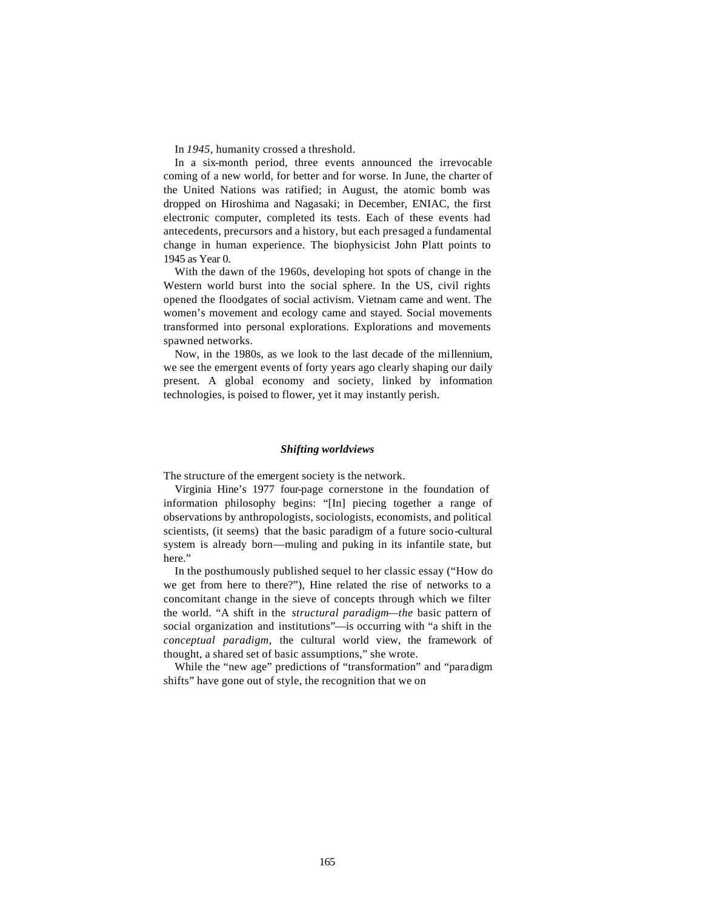In *1945*, humanity crossed a threshold.

In a six-month period, three events announced the irrevocable coming of a new world, for better and for worse. In June, the charter of the United Nations was ratified; in August, the atomic bomb was dropped on Hiroshima and Nagasaki; in December, ENIAC, the first electronic computer, completed its tests. Each of these events had antecedents, precursors and a history, but each presaged a fundamental change in human experience. The biophysicist John Platt points to 1945 as Year 0.

With the dawn of the 1960s, developing hot spots of change in the Western world burst into the social sphere. In the US, civil rights opened the floodgates of social activism. Vietnam came and went. The women's movement and ecology came and stayed. Social movements transformed into personal explorations. Explorations and movements spawned networks.

Now, in the 1980s, as we look to the last decade of the millennium, we see the emergent events of forty years ago clearly shaping our daily present. A global economy and society, linked by information technologies, is poised to flower, yet it may instantly perish.

### *Shifting worldviews*

The structure of the emergent society is the network.

Virginia Hine's 1977 four-page cornerstone in the foundation of information philosophy begins: "[In] piecing together a range of observations by anthropologists, sociologists, economists, and political scientists, (it seems) that the basic paradigm of a future socio-cultural system is already born—muling and puking in its infantile state, but here."

In the posthumously published sequel to her classic essay ("How do we get from here to there?"), Hine related the rise of networks to a concomitant change in the sieve of concepts through which we filter the world. "A shift in the *structural paradigm—the* basic pattern of social organization and institutions"—is occurring with "a shift in the *conceptual paradigm*, the cultural world view, the framework of thought, a shared set of basic assumptions," she wrote.

While the "new age" predictions of "transformation" and "paradigm shifts" have gone out of style, the recognition that we on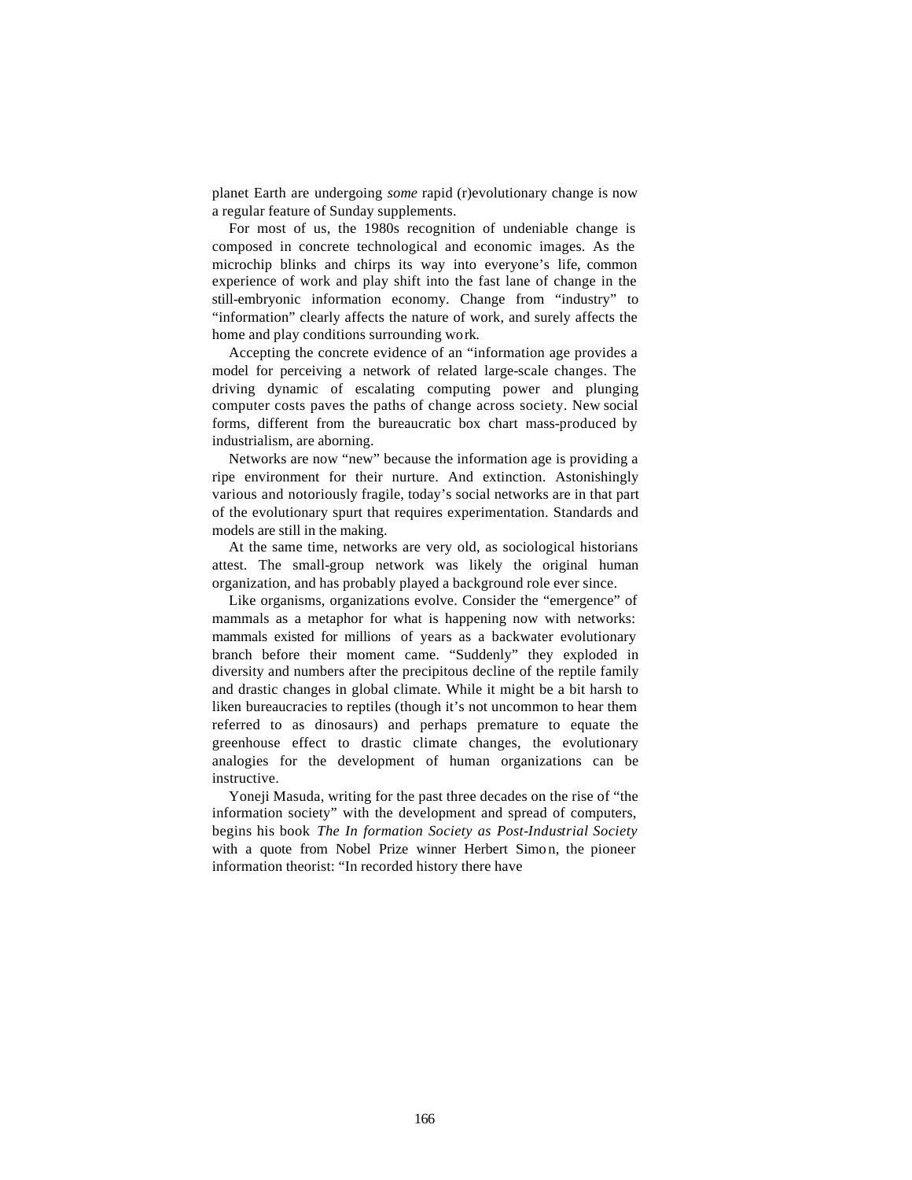planet Earth are undergoing *some* rapid (r)evolutionary change is now a regular feature of Sunday supplements.

For most of us, the 1980s recognition of undeniable change is composed in concrete technological and economic images. As the microchip blinks and chirps its way into everyone's life, common experience of work and play shift into the fast lane of change in the still-embryonic information economy. Change from "industry" to "information" clearly affects the nature of work, and surely affects the home and play conditions surrounding work.

Accepting the concrete evidence of an "information age provides a model for perceiving a network of related large-scale changes. The driving dynamic of escalating computing power and plunging computer costs paves the paths of change across society. New social forms, different from the bureaucratic box chart mass-produced by industrialism, are aborning.

Networks are now "new" because the information age is providing a ripe environment for their nurture. And extinction. Astonishingly various and notoriously fragile, today's social networks are in that part of the evolutionary spurt that requires experimentation. Standards and models are still in the making.

At the same time, networks are very old, as sociological historians attest. The small-group network was likely the original human organization, and has probably played a background role ever since.

Like organisms, organizations evolve. Consider the "emergence" of mammals as a metaphor for what is happening now with networks: mammals existed for millions of years as a backwater evolutionary branch before their moment came. "Suddenly" they exploded in diversity and numbers after the precipitous decline of the reptile family and drastic changes in global climate. While it might be a bit harsh to liken bureaucracies to reptiles (though it's not uncommon to hear them referred to as dinosaurs) and perhaps premature to equate the greenhouse effect to drastic climate changes, the evolutionary analogies for the development of human organizations can be instructive.

Yoneji Masuda, writing for the past three decades on the rise of "the information society" with the development and spread of computers, begins his book *The In formation Society as Post-Industrial Society* with a quote from Nobel Prize winner Herbert Simon, the pioneer information theorist: "In recorded history there have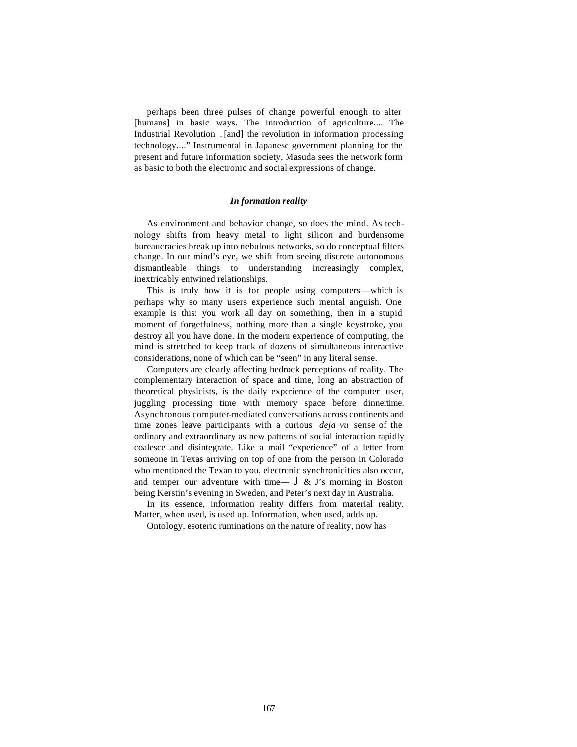perhaps been three pulses of change powerful enough to alter [humans] in basic ways. The introduction of agriculture.... The Industrial Revolution ... [and] the revolution in information processing technology....” Instrumental in Japanese government planning for the present and future information society, Masuda sees the network form as basic to both the electronic and social expressions of change.

### *In formation reality*

As environment and behavior change, so does the mind. As technology shifts from heavy metal to light silicon and burdensome bureaucracies break up into nebulous networks, so do conceptual filters change. In our mind’s eye, we shift from seeing discrete autonomous dismantleable things to understanding increasingly complex, inextricably entwined relationships.

This is truly how it is for people using computers—which is perhaps why so many users experience such mental anguish. One example is this: you work all day on something, then in a stupid moment of forgetfulness, nothing more than a single keystroke, you destroy all you have done. In the modern experience of computing, the mind is stretched to keep track of dozens of simultaneous interactive considerations, none of which can be “seen” in any literal sense.

Computers are clearly affecting bedrock perceptions of reality. The complementary interaction of space and time, long an abstraction of theoretical physicists, is the daily experience of the computer user, juggling processing time with memory space before dinnertime. Asynchronous computer-mediated conversations across continents and time zones leave participants with a curious *deja vu* sense of the ordinary and extraordinary as new patterns of social interaction rapidly coalesce and disintegrate. Like a mail “experience” of a letter from someone in Texas arriving on top of one from the person in Colorado who mentioned the Texan to you, electronic synchronicities also occur, and temper our adventure with time— J & J’s morning in Boston being Kerstin’s evening in Sweden, and Peter’s next day in Australia.

In its essence, information reality differs from material reality. Matter, when used, is used up. Information, when used, adds up.

Ontology, esoteric ruminations on the nature of reality, now has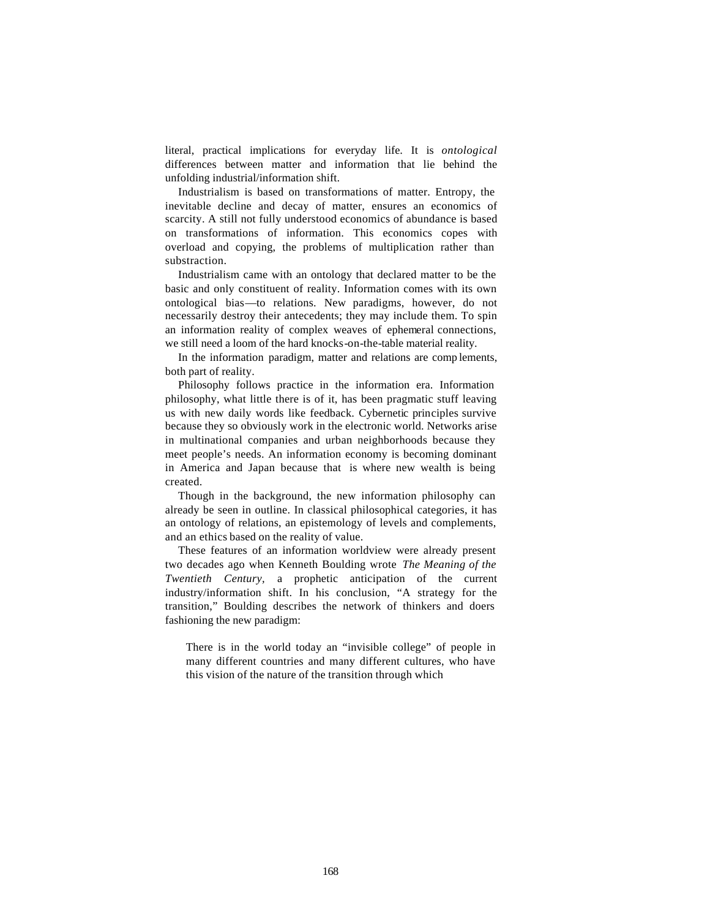literal, practical implications for everyday life. It is *ontological* differences between matter and information that lie behind the unfolding industrial/information shift.

Industrialism is based on transformations of matter. Entropy, the inevitable decline and decay of matter, ensures an economics of scarcity. A still not fully understood economics of abundance is based on transformations of information. This economics copes with overload and copying, the problems of multiplication rather than substraction.

Industrialism came with an ontology that declared matter to be the basic and only constituent of reality. Information comes with its own ontological bias—to relations. New paradigms, however, do not necessarily destroy their antecedents; they may include them. To spin an information reality of complex weaves of ephemeral connections, we still need a loom of the hard knocks-on-the-table material reality.

In the information paradigm, matter and relations are complements, both part of reality.

Philosophy follows practice in the information era. Information philosophy, what little there is of it, has been pragmatic stuff leaving us with new daily words like feedback. Cybernetic principles survive because they so obviously work in the electronic world. Networks arise in multinational companies and urban neighborhoods because they meet people's needs. An information economy is becoming dominant in America and Japan because that is where new wealth is being created.

Though in the background, the new information philosophy can already be seen in outline. In classical philosophical categories, it has an ontology of relations, an epistemology of levels and complements, and an ethics based on the reality of value.

These features of an information worldview were already present two decades ago when Kenneth Boulding wrote *The Meaning of the Twentieth Century*, a prophetic anticipation of the current industry/information shift. In his conclusion, "A strategy for the transition," Boulding describes the network of thinkers and doers fashioning the new paradigm:

> There is in the world today an "invisible college" of people in many different countries and many different cultures, who have this vision of the nature of the transition through which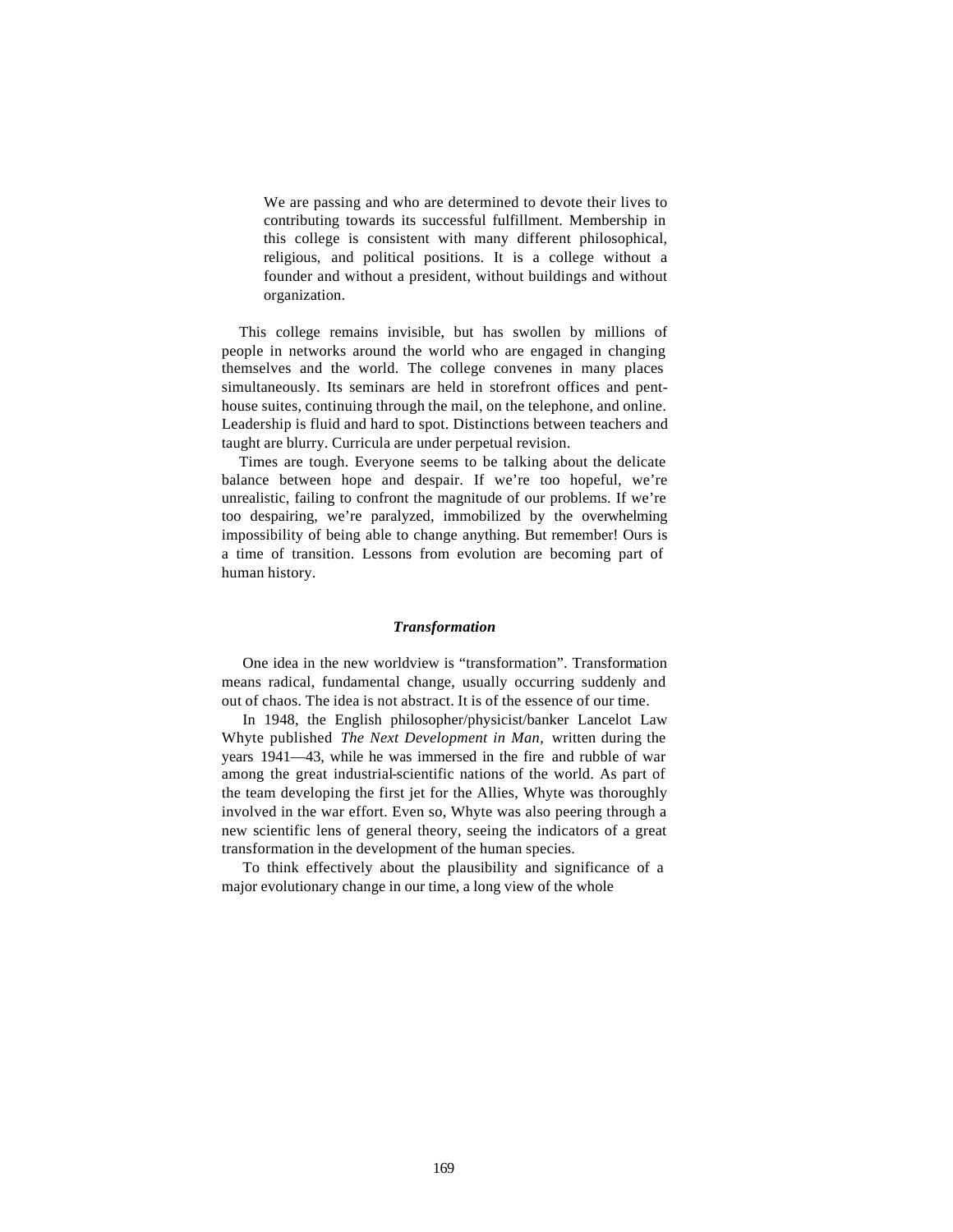> We are passing and who are determined to devote their lives to contributing towards its successful fulfillment. Membership in this college is consistent with many different philosophical, religious, and political positions. It is a college without a founder and without a president, without buildings and without organization.

This college remains invisible, but has swollen by millions of people in networks around the world who are engaged in changing themselves and the world. The college convenes in many places simultaneously. Its seminars are held in storefront offices and penthouse suites, continuing through the mail, on the telephone, and online. Leadership is fluid and hard to spot. Distinctions between teachers and taught are blurry. Curricula are under perpetual revision.

Times are tough. Everyone seems to be talking about the delicate balance between hope and despair. If we're too hopeful, we're unrealistic, failing to confront the magnitude of our problems. If we're too despairing, we're paralyzed, immobilized by the overwhelming impossibility of being able to change anything. But remember! Ours is a time of transition. Lessons from evolution are becoming part of human history.

### *Transformation*

One idea in the new worldview is "transformation". Transformation means radical, fundamental change, usually occurring suddenly and out of chaos. The idea is not abstract. It is of the essence of our time.

In 1948, the English philosopher/physicist/banker Lancelot Law Whyte published *The Next Development in Man,* written during the years 1941—43, while he was immersed in the fire and rubble of war among the great industrial-scientific nations of the world. As part of the team developing the first jet for the Allies, Whyte was thoroughly involved in the war effort. Even so, Whyte was also peering through a new scientific lens of general theory, seeing the indicators of a great transformation in the development of the human species.

To think effectively about the plausibility and significance of a major evolutionary change in our time, a long view of the whole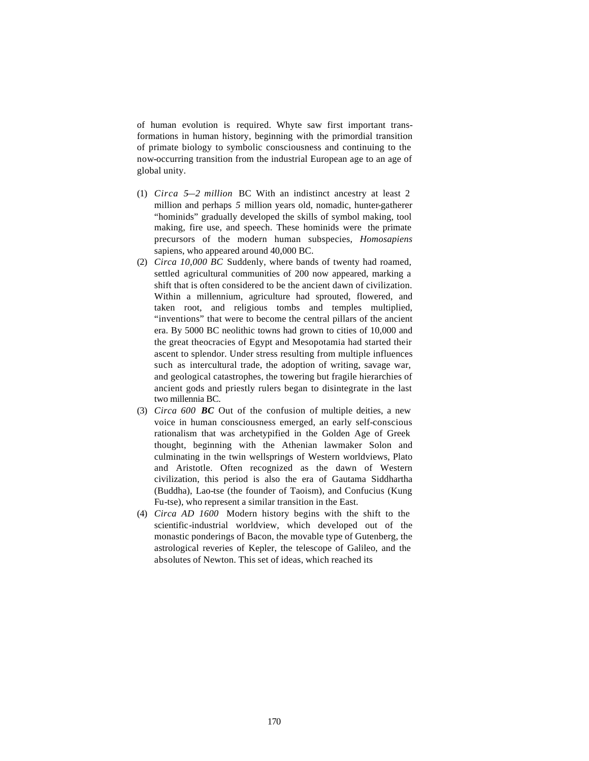of human evolution is required. Whyte saw first important transformations in human history, beginning with the primordial transition of primate biology to symbolic consciousness and continuing to the now-occurring transition from the industrial European age to an age of global unity.

(1) *Circa 5—2 million* BC With an indistinct ancestry at least 2 million and perhaps *5* million years old, nomadic, hunter-gatherer "hominids" gradually developed the skills of symbol making, tool making, fire use, and speech. These hominids were the primate precursors of the modern human subspecies, *Homosapiens* sapiens, who appeared around 40,000 BC.

(2) *Circa 10,000 BC* Suddenly, where bands of twenty had roamed, settled agricultural communities of 200 now appeared, marking a shift that is often considered to be the ancient dawn of civilization. Within a millennium, agriculture had sprouted, flowered, and taken root, and religious tombs and temples multiplied, "inventions" that were to become the central pillars of the ancient era. By 5000 BC neolithic towns had grown to cities of 10,000 and the great theocracies of Egypt and Mesopotamia had started their ascent to splendor. Under stress resulting from multiple influences such as intercultural trade, the adoption of writing, savage war, and geological catastrophes, the towering but fragile hierarchies of ancient gods and priestly rulers began to disintegrate in the last two millennia BC.

(3) *Circa 600* ***BC*** Out of the confusion of multiple deities, a new voice in human consciousness emerged, an early self-conscious rationalism that was archetypified in the Golden Age of Greek thought, beginning with the Athenian lawmaker Solon and culminating in the twin wellsprings of Western worldviews, Plato and Aristotle. Often recognized as the dawn of Western civilization, this period is also the era of Gautama Siddhartha (Buddha), Lao-tse (the founder of Taoism), and Confucius (Kung Fu-tse), who represent a similar transition in the East.

(4) *Circa AD 1600* Modern history begins with the shift to the scientific-industrial worldview, which developed out of the monastic ponderings of Bacon, the movable type of Gutenberg, the astrological reveries of Kepler, the telescope of Galileo, and the absolutes of Newton. This set of ideas, which reached its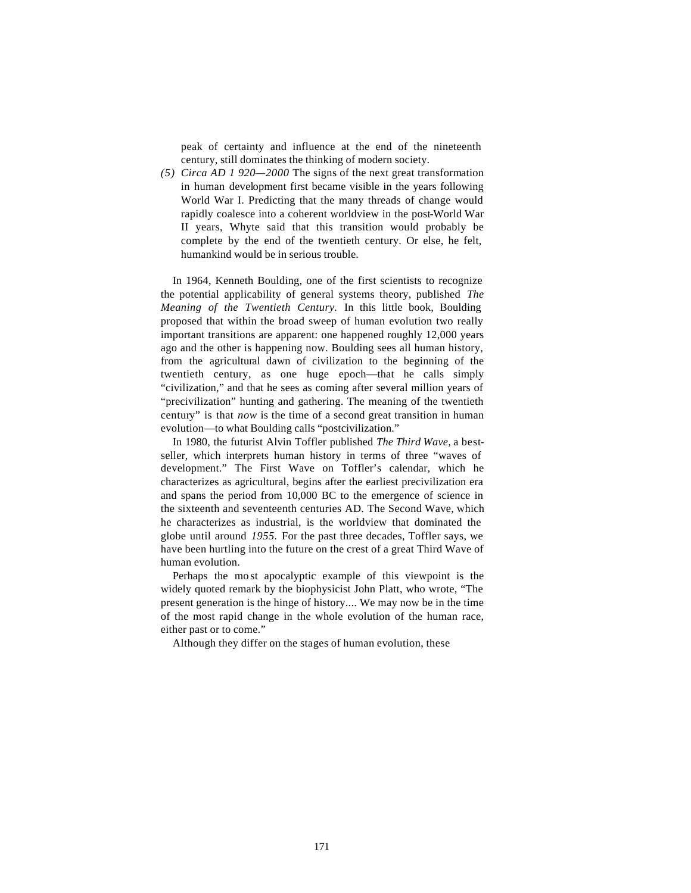peak of certainty and influence at the end of the nineteenth century, still dominates the thinking of modern society.

*(5) Circa AD 1 920—2000* The signs of the next great transformation in human development first became visible in the years following World War I. Predicting that the many threads of change would rapidly coalesce into a coherent worldview in the post-World War II years, Whyte said that this transition would probably be complete by the end of the twentieth century. Or else, he felt, humankind would be in serious trouble.

In 1964, Kenneth Boulding, one of the first scientists to recognize the potential applicability of general systems theory, published *The Meaning of the Twentieth Century.* In this little book, Boulding proposed that within the broad sweep of human evolution two really important transitions are apparent: one happened roughly 12,000 years ago and the other is happening now. Boulding sees all human history, from the agricultural dawn of civilization to the beginning of the twentieth century, as one huge epoch—that he calls simply "civilization," and that he sees as coming after several million years of "precivilization" hunting and gathering. The meaning of the twentieth century" is that *now* is the time of a second great transition in human evolution—to what Boulding calls "postcivilization."

In 1980, the futurist Alvin Toffler published *The Third Wave,* a best-seller, which interprets human history in terms of three "waves of development." The First Wave on Toffler's calendar, which he characterizes as agricultural, begins after the earliest precivilization era and spans the period from 10,000 BC to the emergence of science in the sixteenth and seventeenth centuries AD. The Second Wave, which he characterizes as industrial, is the worldview that dominated the globe until around *1955.* For the past three decades, Toffler says, we have been hurtling into the future on the crest of a great Third Wave of human evolution.

Perhaps the most apocalyptic example of this viewpoint is the widely quoted remark by the biophysicist John Platt, who wrote, "The present generation is the hinge of history.... We may now be in the time of the most rapid change in the whole evolution of the human race, either past or to come."

Although they differ on the stages of human evolution, these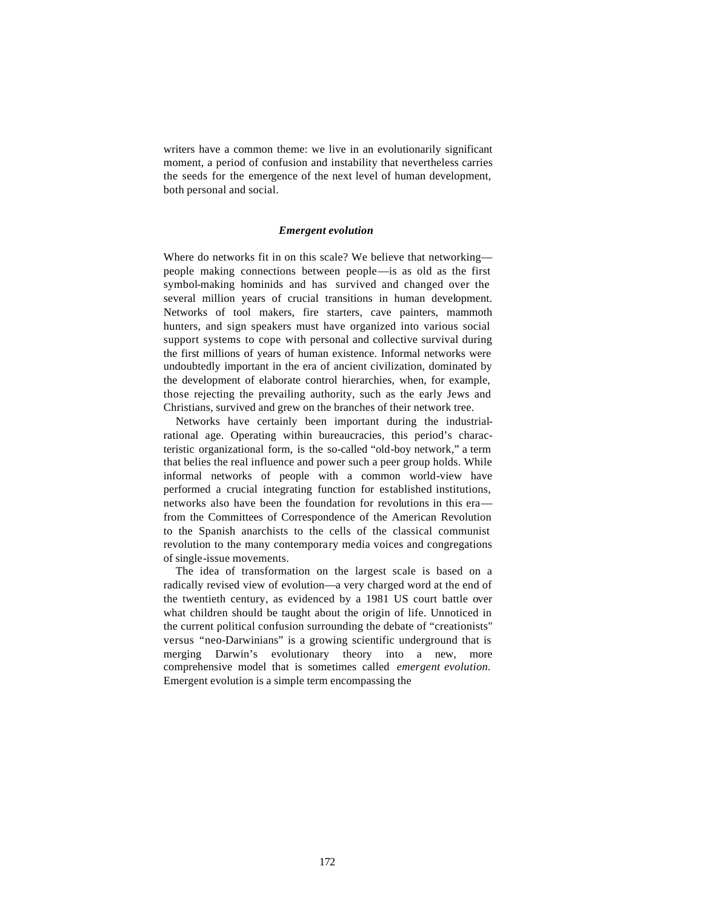writers have a common theme: we live in an evolutionarily significant moment, a period of confusion and instability that nevertheless carries the seeds for the emergence of the next level of human development, both personal and social.

### *Emergent evolution*

Where do networks fit in on this scale? We believe that networking—people making connections between people—is as old as the first symbol-making hominids and has survived and changed over the several million years of crucial transitions in human development. Networks of tool makers, fire starters, cave painters, mammoth hunters, and sign speakers must have organized into various social support systems to cope with personal and collective survival during the first millions of years of human existence. Informal networks were undoubtedly important in the era of ancient civilization, dominated by the development of elaborate control hierarchies, when, for example, those rejecting the prevailing authority, such as the early Jews and Christians, survived and grew on the branches of their network tree.

Networks have certainly been important during the industrial-rational age. Operating within bureaucracies, this period's characteristic organizational form, is the so-called "old-boy network," a term that belies the real influence and power such a peer group holds. While informal networks of people with a common world-view have performed a crucial integrating function for established institutions, networks also have been the foundation for revolutions in this era—from the Committees of Correspondence of the American Revolution to the Spanish anarchists to the cells of the classical communist revolution to the many contemporary media voices and congregations of single-issue movements.

The idea of transformation on the largest scale is based on a radically revised view of evolution—a very charged word at the end of the twentieth century, as evidenced by a 1981 US court battle over what children should be taught about the origin of life. Unnoticed in the current political confusion surrounding the debate of "creationists" versus "neo-Darwinians" is a growing scientific underground that is merging Darwin's evolutionary theory into a new, more comprehensive model that is sometimes called *emergent evolution*. Emergent evolution is a simple term encompassing the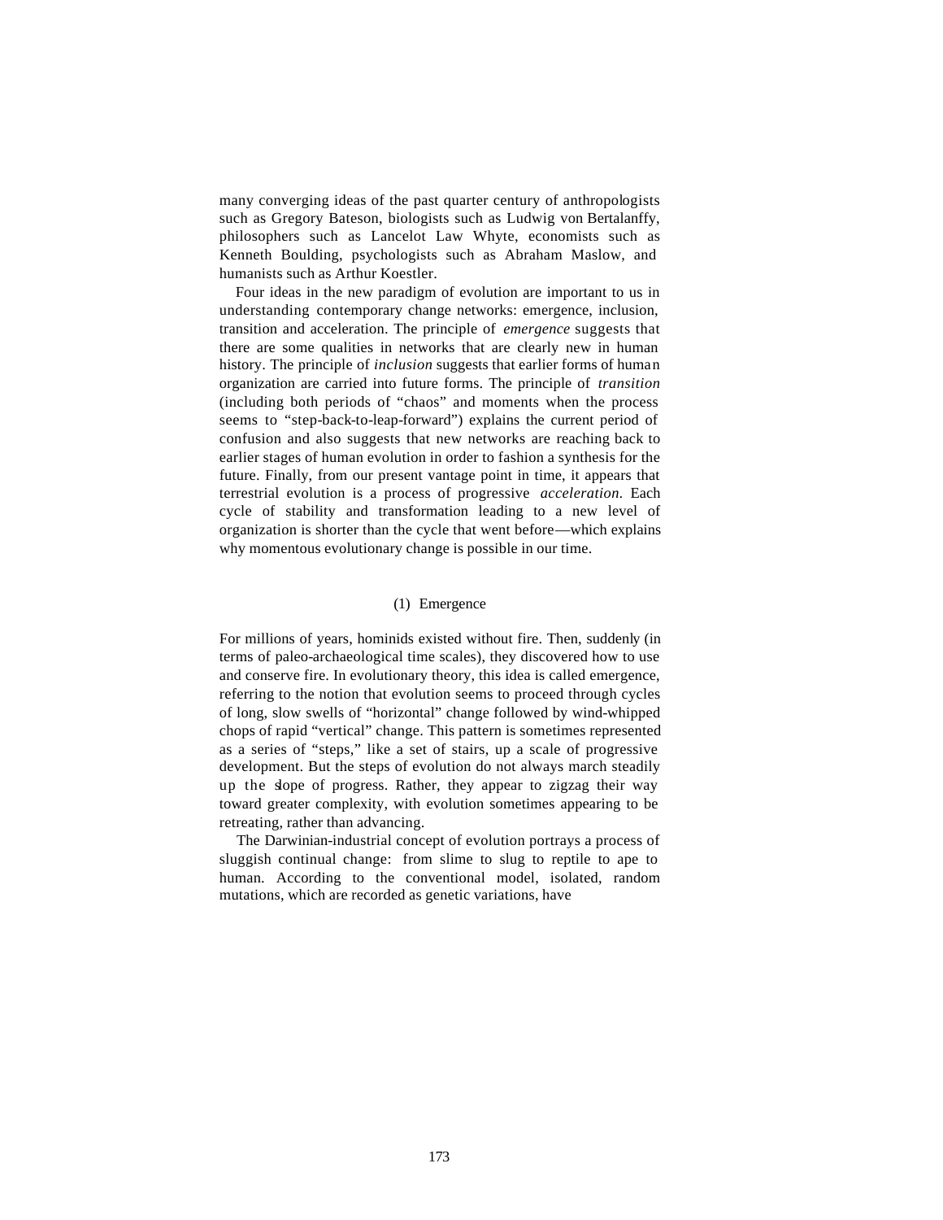many converging ideas of the past quarter century of anthropologists such as Gregory Bateson, biologists such as Ludwig von Bertalanffy, philosophers such as Lancelot Law Whyte, economists such as Kenneth Boulding, psychologists such as Abraham Maslow, and humanists such as Arthur Koestler.

Four ideas in the new paradigm of evolution are important to us in understanding contemporary change networks: emergence, inclusion, transition and acceleration. The principle of *emergence* suggests that there are some qualities in networks that are clearly new in human history. The principle of *inclusion* suggests that earlier forms of human organization are carried into future forms. The principle of *transition* (including both periods of "chaos" and moments when the process seems to "step-back-to-leap-forward") explains the current period of confusion and also suggests that new networks are reaching back to earlier stages of human evolution in order to fashion a synthesis for the future. Finally, from our present vantage point in time, it appears that terrestrial evolution is a process of progressive *acceleration*. Each cycle of stability and transformation leading to a new level of organization is shorter than the cycle that went before—which explains why momentous evolutionary change is possible in our time.

### (1) Emergence

For millions of years, hominids existed without fire. Then, suddenly (in terms of paleo-archaeological time scales), they discovered how to use and conserve fire. In evolutionary theory, this idea is called emergence, referring to the notion that evolution seems to proceed through cycles of long, slow swells of "horizontal" change followed by wind-whipped chops of rapid "vertical" change. This pattern is sometimes represented as a series of "steps," like a set of stairs, up a scale of progressive development. But the steps of evolution do not always march steadily up the slope of progress. Rather, they appear to zigzag their way toward greater complexity, with evolution sometimes appearing to be retreating, rather than advancing.

The Darwinian-industrial concept of evolution portrays a process of sluggish continual change: from slime to slug to reptile to ape to human. According to the conventional model, isolated, random mutations, which are recorded as genetic variations, have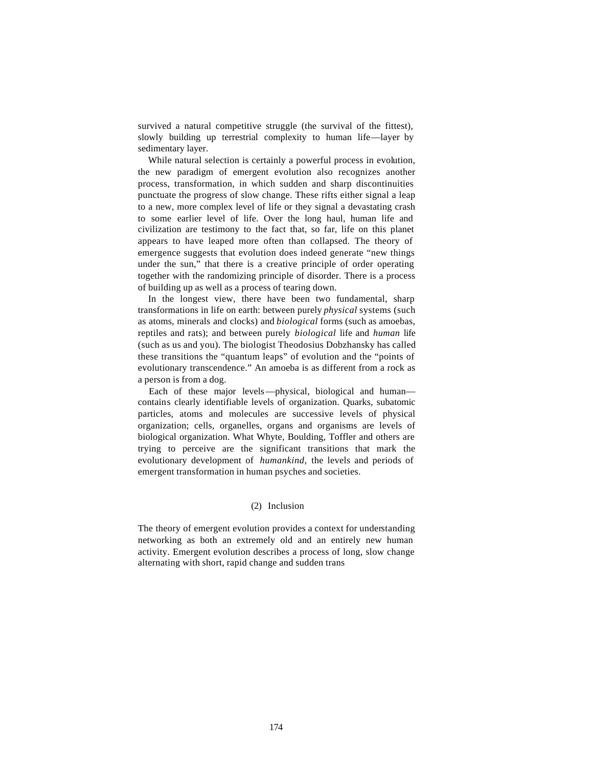survived a natural competitive struggle (the survival of the fittest), slowly building up terrestrial complexity to human life—layer by sedimentary layer.

While natural selection is certainly a powerful process in evolution, the new paradigm of emergent evolution also recognizes another process, transformation, in which sudden and sharp discontinuities punctuate the progress of slow change. These rifts either signal a leap to a new, more complex level of life or they signal a devastating crash to some earlier level of life. Over the long haul, human life and civilization are testimony to the fact that, so far, life on this planet appears to have leaped more often than collapsed. The theory of emergence suggests that evolution does indeed generate "new things under the sun," that there is a creative principle of order operating together with the randomizing principle of disorder. There is a process of building up as well as a process of tearing down.

In the longest view, there have been two fundamental, sharp transformations in life on earth: between purely *physical* systems (such as atoms, minerals and clocks) and *biological* forms (such as amoebas, reptiles and rats); and between purely *biological* life and *human* life (such as us and you). The biologist Theodosius Dobzhansky has called these transitions the "quantum leaps" of evolution and the "points of evolutionary transcendence." An amoeba is as different from a rock as a person is from a dog.

Each of these major levels—physical, biological and human—contains clearly identifiable levels of organization. Quarks, subatomic particles, atoms and molecules are successive levels of physical organization; cells, organelles, organs and organisms are levels of biological organization. What Whyte, Boulding, Toffler and others are trying to perceive are the significant transitions that mark the evolutionary development of *humankind,* the levels and periods of emergent transformation in human psyches and societies.

### (2) Inclusion

The theory of emergent evolution provides a context for understanding networking as both an extremely old and an entirely new human activity. Emergent evolution describes a process of long, slow change alternating with short, rapid change and sudden trans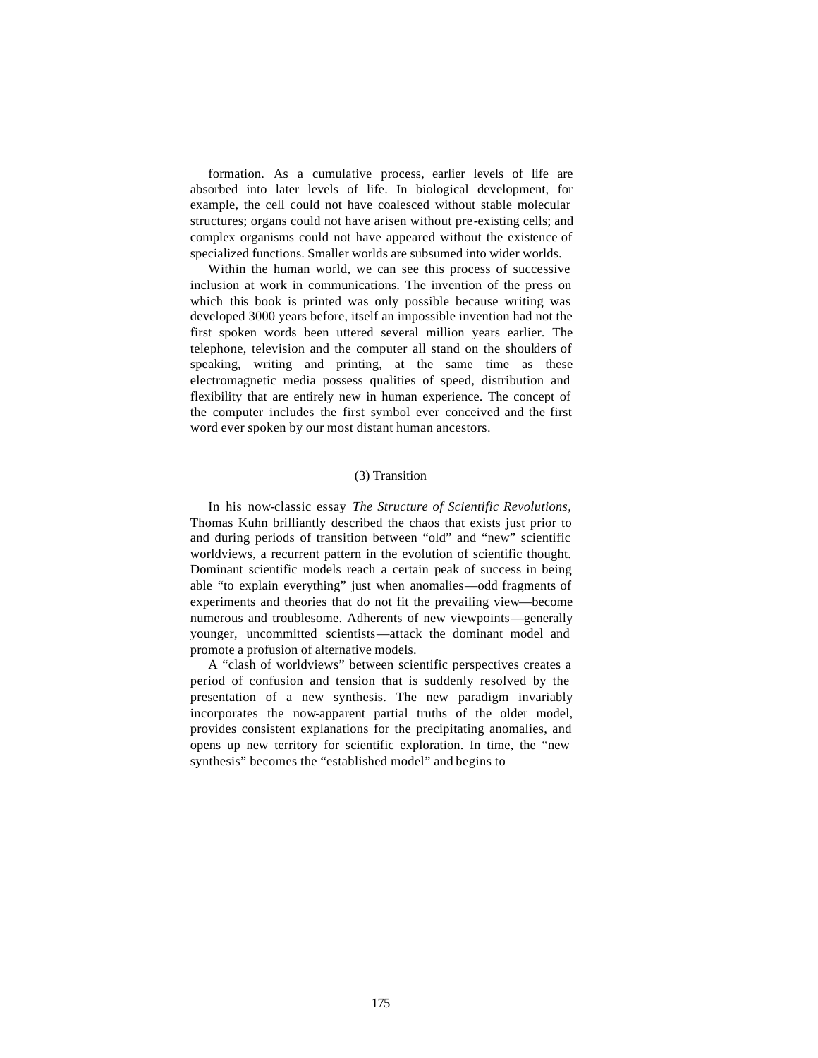formation. As a cumulative process, earlier levels of life are absorbed into later levels of life. In biological development, for example, the cell could not have coalesced without stable molecular structures; organs could not have arisen without pre-existing cells; and complex organisms could not have appeared without the existence of specialized functions. Smaller worlds are subsumed into wider worlds.

Within the human world, we can see this process of successive inclusion at work in communications. The invention of the press on which this book is printed was only possible because writing was developed 3000 years before, itself an impossible invention had not the first spoken words been uttered several million years earlier. The telephone, television and the computer all stand on the shoulders of speaking, writing and printing, at the same time as these electromagnetic media possess qualities of speed, distribution and flexibility that are entirely new in human experience. The concept of the computer includes the first symbol ever conceived and the first word ever spoken by our most distant human ancestors.

### (3) Transition

In his now-classic essay *The Structure of Scientific Revolutions,* Thomas Kuhn brilliantly described the chaos that exists just prior to and during periods of transition between "old" and "new" scientific worldviews, a recurrent pattern in the evolution of scientific thought. Dominant scientific models reach a certain peak of success in being able "to explain everything" just when anomalies—odd fragments of experiments and theories that do not fit the prevailing view—become numerous and troublesome. Adherents of new viewpoints—generally younger, uncommitted scientists—attack the dominant model and promote a profusion of alternative models.

A "clash of worldviews" between scientific perspectives creates a period of confusion and tension that is suddenly resolved by the presentation of a new synthesis. The new paradigm invariably incorporates the now-apparent partial truths of the older model, provides consistent explanations for the precipitating anomalies, and opens up new territory for scientific exploration. In time, the "new synthesis" becomes the "established model" and begins to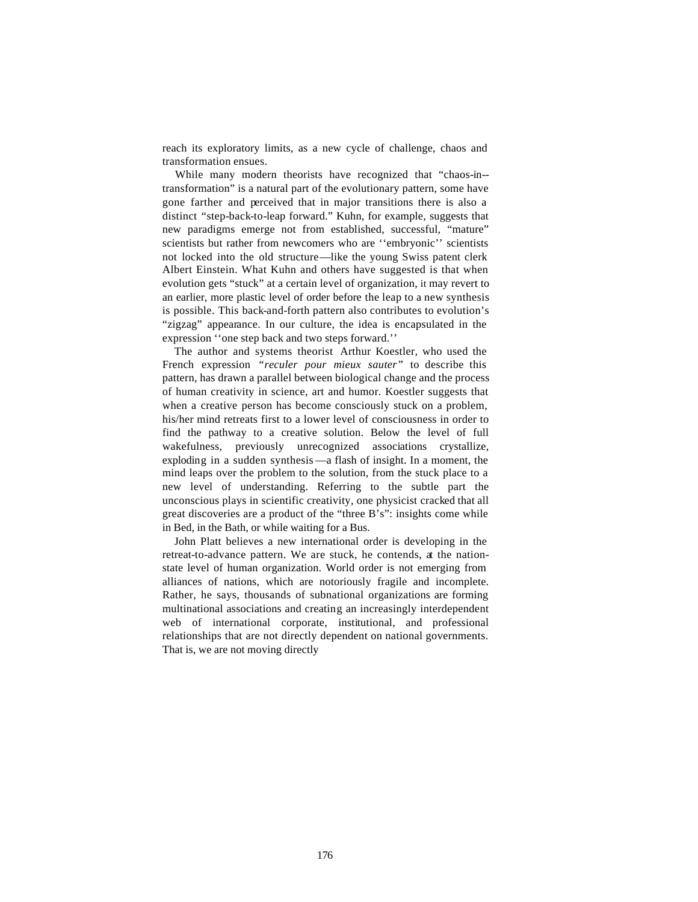reach its exploratory limits, as a new cycle of challenge, chaos and transformation ensues.

While many modern theorists have recognized that "chaos-in--transformation" is a natural part of the evolutionary pattern, some have gone farther and perceived that in major transitions there is also a distinct "step-back-to-leap forward." Kuhn, for example, suggests that new paradigms emerge not from established, successful, "mature" scientists but rather from newcomers who are ''embryonic'' scientists not locked into the old structure—like the young Swiss patent clerk Albert Einstein. What Kuhn and others have suggested is that when evolution gets "stuck" at a certain level of organization, it may revert to an earlier, more plastic level of order before the leap to a new synthesis is possible. This back-and-forth pattern also contributes to evolution's "zigzag" appearance. In our culture, the idea is encapsulated in the expression ''one step back and two steps forward.''

The author and systems theorist Arthur Koestler, who used the French expression *"reculer pour mieux sauter"* to describe this pattern, has drawn a parallel between biological change and the process of human creativity in science, art and humor. Koestler suggests that when a creative person has become consciously stuck on a problem, his/her mind retreats first to a lower level of consciousness in order to find the pathway to a creative solution. Below the level of full wakefulness, previously unrecognized associations crystallize, exploding in a sudden synthesis—a flash of insight. In a moment, the mind leaps over the problem to the solution, from the stuck place to a new level of understanding. Referring to the subtle part the unconscious plays in scientific creativity, one physicist cracked that all great discoveries are a product of the "three B's": insights come while in Bed, in the Bath, or while waiting for a Bus.

John Platt believes a new international order is developing in the retreat-to-advance pattern. We are stuck, he contends, at the nation-state level of human organization. World order is not emerging from alliances of nations, which are notoriously fragile and incomplete. Rather, he says, thousands of subnational organizations are forming multinational associations and creating an increasingly interdependent web of international corporate, institutional, and professional relationships that are not directly dependent on national governments. That is, we are not moving directly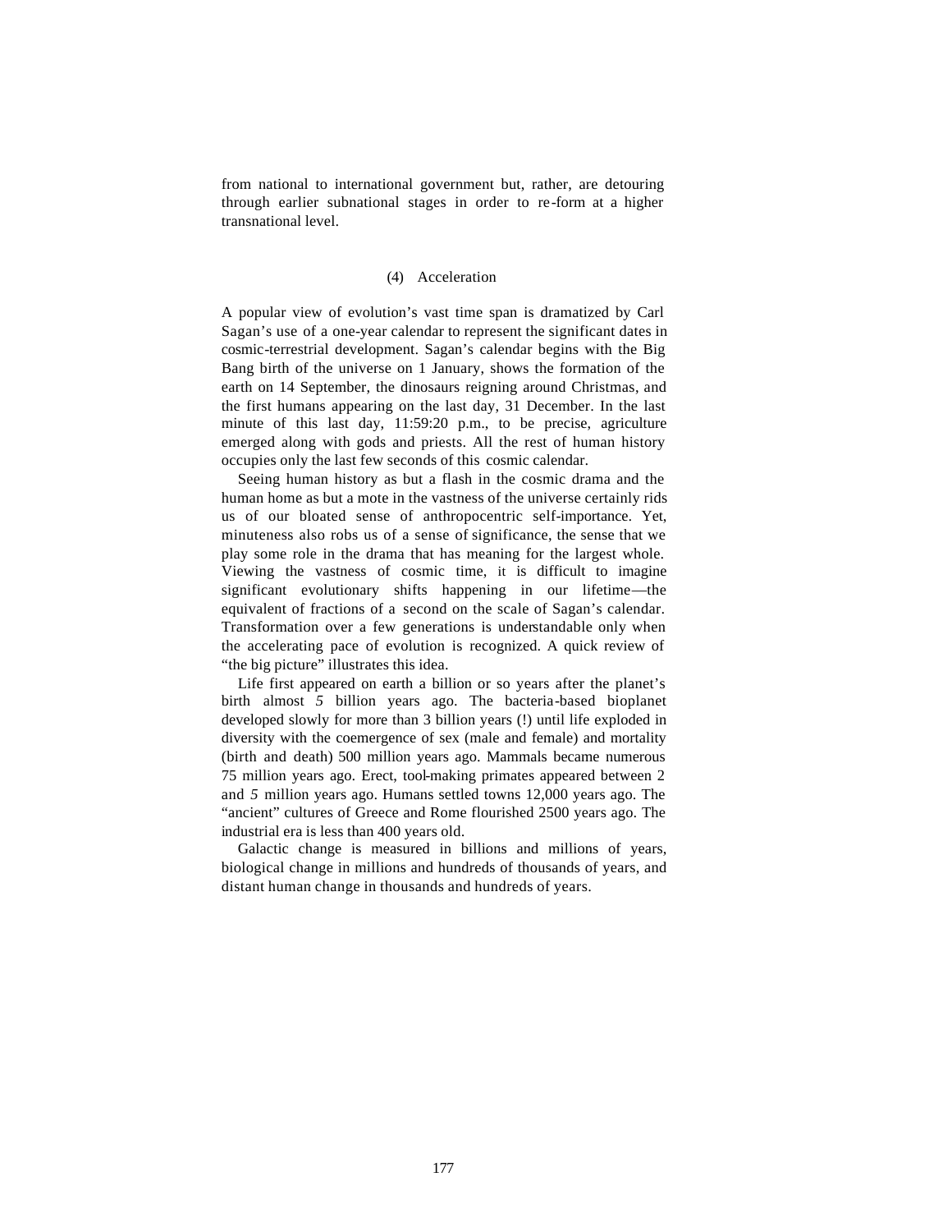from national to international government but, rather, are detouring through earlier subnational stages in order to re-form at a higher transnational level.

### (4) Acceleration

A popular view of evolution's vast time span is dramatized by Carl Sagan's use of a one-year calendar to represent the significant dates in cosmic-terrestrial development. Sagan's calendar begins with the Big Bang birth of the universe on 1 January, shows the formation of the earth on 14 September, the dinosaurs reigning around Christmas, and the first humans appearing on the last day, 31 December. In the last minute of this last day, 11:59:20 p.m., to be precise, agriculture emerged along with gods and priests. All the rest of human history occupies only the last few seconds of this cosmic calendar.

Seeing human history as but a flash in the cosmic drama and the human home as but a mote in the vastness of the universe certainly rids us of our bloated sense of anthropocentric self-importance. Yet, minuteness also robs us of a sense of significance, the sense that we play some role in the drama that has meaning for the largest whole. Viewing the vastness of cosmic time, it is difficult to imagine significant evolutionary shifts happening in our lifetime—the equivalent of fractions of a second on the scale of Sagan's calendar. Transformation over a few generations is understandable only when the accelerating pace of evolution is recognized. A quick review of "the big picture" illustrates this idea.

Life first appeared on earth a billion or so years after the planet's birth almost *5* billion years ago. The bacteria-based bioplanet developed slowly for more than 3 billion years (!) until life exploded in diversity with the coemergence of sex (male and female) and mortality (birth and death) 500 million years ago. Mammals became numerous 75 million years ago. Erect, tool-making primates appeared between 2 and *5* million years ago. Humans settled towns 12,000 years ago. The "ancient" cultures of Greece and Rome flourished 2500 years ago. The industrial era is less than 400 years old.

Galactic change is measured in billions and millions of years, biological change in millions and hundreds of thousands of years, and distant human change in thousands and hundreds of years.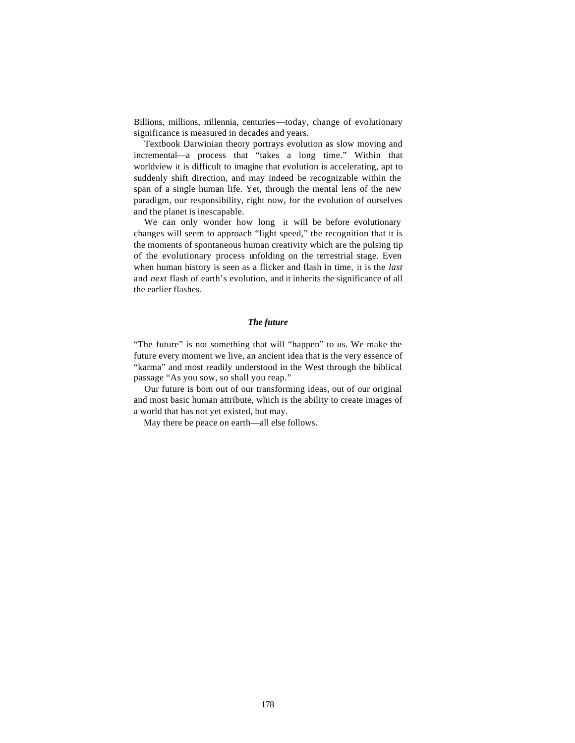Billions, millions, millennia, centuries—today, change of evolutionary significance is measured in decades and years.

Textbook Darwinian theory portrays evolution as slow moving and incremental—a process that "takes a long time." Within that worldview it is difficult to imagine that evolution is accelerating, apt to suddenly shift direction, and may indeed be recognizable within the span of a single human life. Yet, through the mental lens of the new paradigm, our responsibility, right now, for the evolution of ourselves and the planet is inescapable.

We can only wonder how long it will be before evolutionary changes will seem to approach "light speed," the recognition that it is the moments of spontaneous human creativity which are the pulsing tip of the evolutionary process unfolding on the terrestrial stage. Even when human history is seen as a flicker and flash in time, it is the *last* and *next* flash of earth's evolution, and it inherits the significance of all the earlier flashes.

### *The future*

"The future" is not something that will "happen" to us. We make the future every moment we live, an ancient idea that is the very essence of "karma" and most readily understood in the West through the biblical passage "As you sow, so shall you reap."

Our future is bom out of our transforming ideas, out of our original and most basic human attribute, which is the ability to create images of a world that has not yet existed, but may.

May there be peace on earth—all else follows.